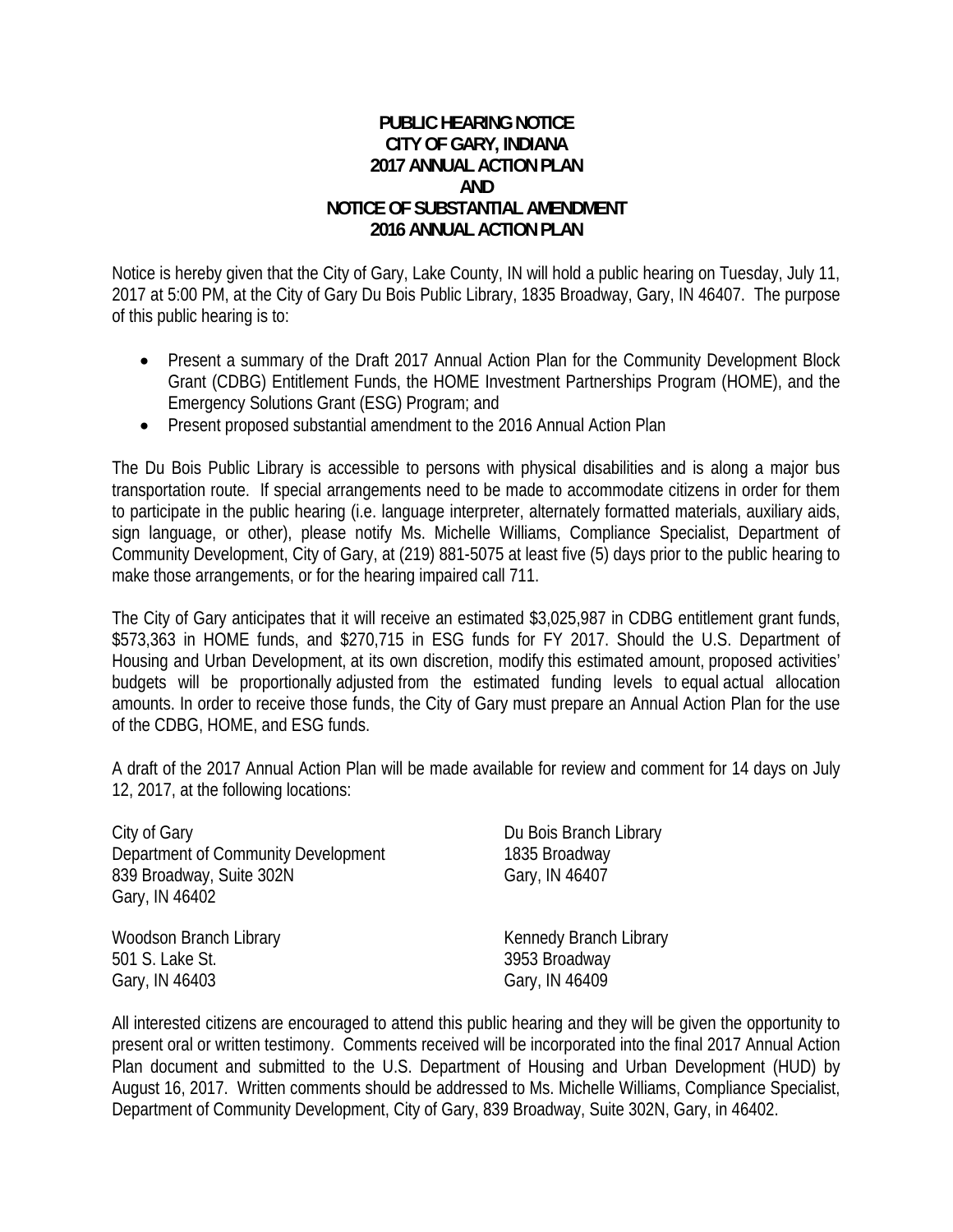**PUBLIC HEARING NOTICE**
**CITY OF GARY, INDIANA**
**2017 ANNUAL ACTION PLAN**
**AND**
**NOTICE OF SUBSTANTIAL AMENDMENT**
**2016 ANNUAL ACTION PLAN**

Notice is hereby given that the City of Gary, Lake County, IN will hold a public hearing on Tuesday, July 11, 2017 at 5:00 PM, at the City of Gary Du Bois Public Library, 1835 Broadway, Gary, IN 46407. The purpose of this public hearing is to:

- Present a summary of the Draft 2017 Annual Action Plan for the Community Development Block Grant (CDBG) Entitlement Funds, the HOME Investment Partnerships Program (HOME), and the Emergency Solutions Grant (ESG) Program; and
- Present proposed substantial amendment to the 2016 Annual Action Plan

The Du Bois Public Library is accessible to persons with physical disabilities and is along a major bus transportation route. If special arrangements need to be made to accommodate citizens in order for them to participate in the public hearing (i.e. language interpreter, alternately formatted materials, auxiliary aids, sign language, or other), please notify Ms. Michelle Williams, Compliance Specialist, Department of Community Development, City of Gary, at (219) 881-5075 at least five (5) days prior to the public hearing to make those arrangements, or for the hearing impaired call 711.

The City of Gary anticipates that it will receive an estimated $3,025,987 in CDBG entitlement grant funds, $573,363 in HOME funds, and $270,715 in ESG funds for FY 2017. Should the U.S. Department of Housing and Urban Development, at its own discretion, modify this estimated amount, proposed activities' budgets will be proportionally adjusted from the estimated funding levels to equal actual allocation amounts. In order to receive those funds, the City of Gary must prepare an Annual Action Plan for the use of the CDBG, HOME, and ESG funds.

A draft of the 2017 Annual Action Plan will be made available for review and comment for 14 days on July 12, 2017, at the following locations:

City of Gary
Department of Community Development
839 Broadway, Suite 302N
Gary, IN 46402

Du Bois Branch Library
1835 Broadway
Gary, IN 46407

Woodson Branch Library
501 S. Lake St.
Gary, IN 46403

Kennedy Branch Library
3953 Broadway
Gary, IN 46409

All interested citizens are encouraged to attend this public hearing and they will be given the opportunity to present oral or written testimony. Comments received will be incorporated into the final 2017 Annual Action Plan document and submitted to the U.S. Department of Housing and Urban Development (HUD) by August 16, 2017. Written comments should be addressed to Ms. Michelle Williams, Compliance Specialist, Department of Community Development, City of Gary, 839 Broadway, Suite 302N, Gary, in 46402.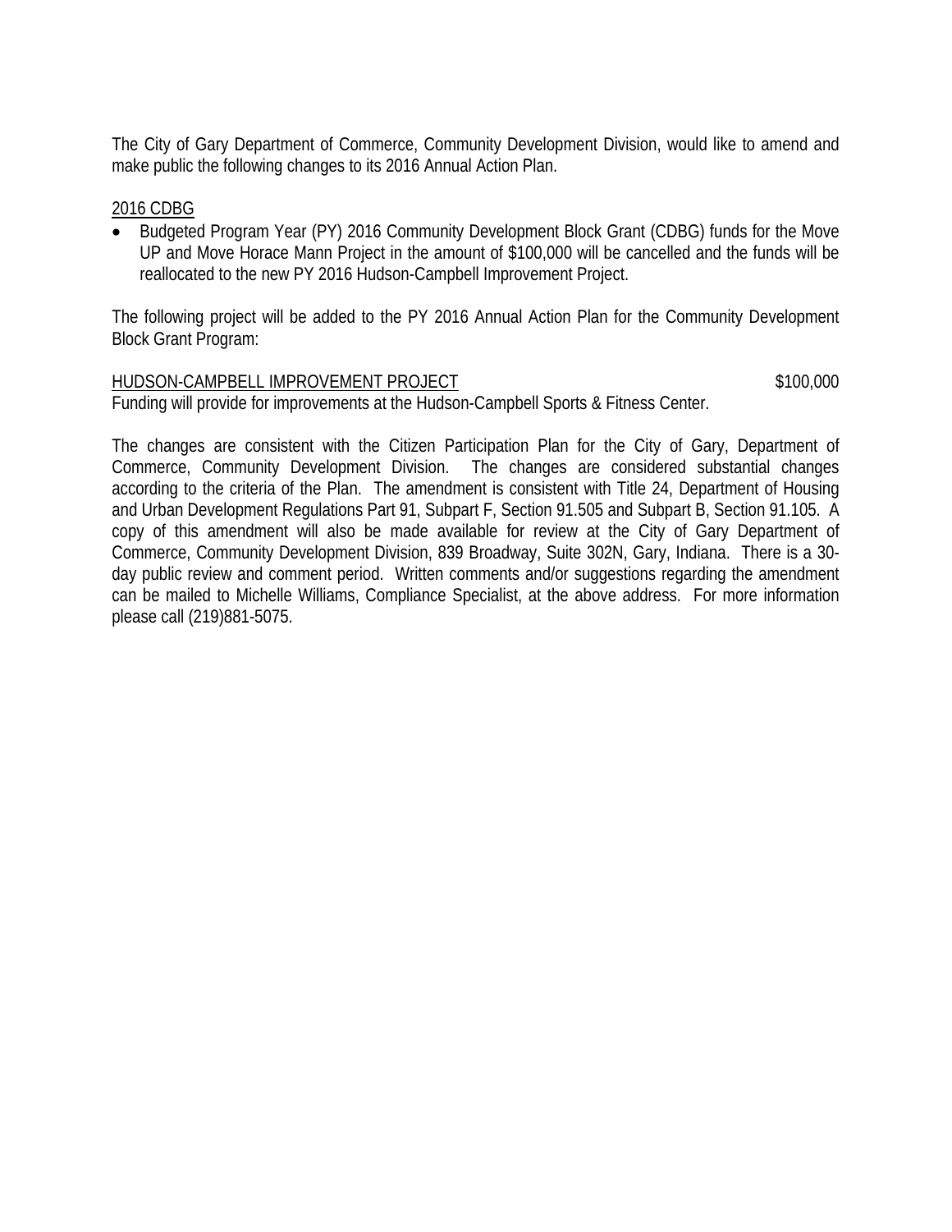The City of Gary Department of Commerce, Community Development Division, would like to amend and make public the following changes to its 2016 Annual Action Plan.

2016 CDBG

- Budgeted Program Year (PY) 2016 Community Development Block Grant (CDBG) funds for the Move UP and Move Horace Mann Project in the amount of $100,000 will be cancelled and the funds will be reallocated to the new PY 2016 Hudson-Campbell Improvement Project.

The following project will be added to the PY 2016 Annual Action Plan for the Community Development Block Grant Program:

HUDSON-CAMPBELL IMPROVEMENT PROJECT $100,000

Funding will provide for improvements at the Hudson-Campbell Sports & Fitness Center.

The changes are consistent with the Citizen Participation Plan for the City of Gary, Department of Commerce, Community Development Division. The changes are considered substantial changes according to the criteria of the Plan. The amendment is consistent with Title 24, Department of Housing and Urban Development Regulations Part 91, Subpart F, Section 91.505 and Subpart B, Section 91.105. A copy of this amendment will also be made available for review at the City of Gary Department of Commerce, Community Development Division, 839 Broadway, Suite 302N, Gary, Indiana. There is a 30-day public review and comment period. Written comments and/or suggestions regarding the amendment can be mailed to Michelle Williams, Compliance Specialist, at the above address. For more information please call (219)881-5075.